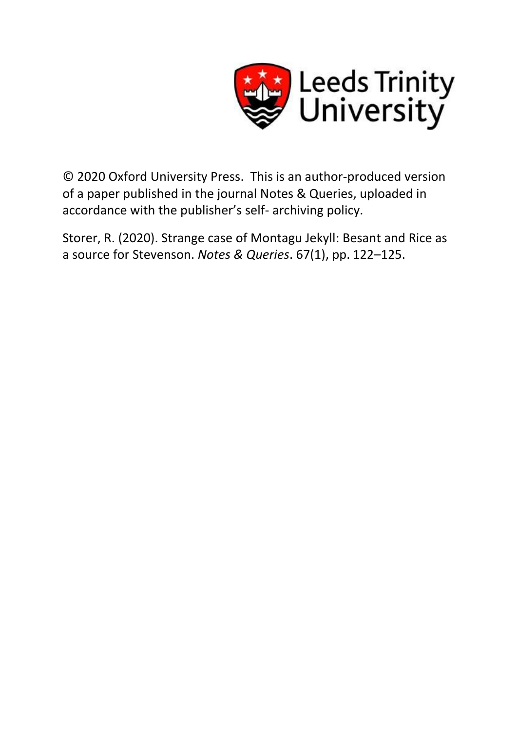Leeds Trinity University

© 2020 Oxford University Press. This is an author-produced version of a paper published in the journal Notes & Queries, uploaded in accordance with the publisher's self- archiving policy.

Storer, R. (2020). Strange case of Montagu Jekyll: Besant and Rice as a source for Stevenson. *Notes & Queries*. 67(1), pp. 122–125.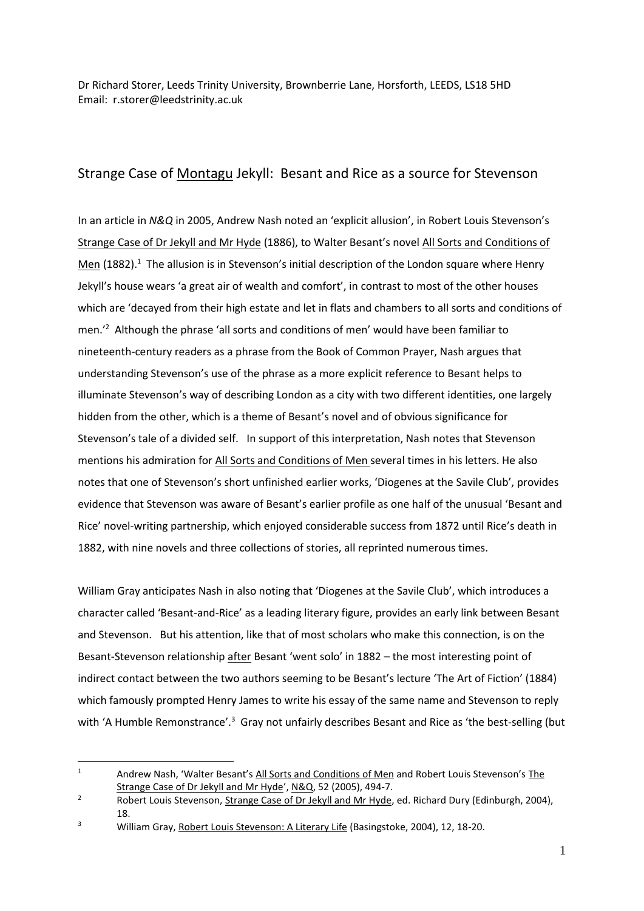Dr Richard Storer, Leeds Trinity University, Brownberrie Lane, Horsforth, LEEDS, LS18 5HD
Email: r.storer@leedstrinity.ac.uk

## Strange Case of Montagu Jekyll: Besant and Rice as a source for Stevenson

In an article in *N&Q* in 2005, Andrew Nash noted an 'explicit allusion', in Robert Louis Stevenson's Strange Case of Dr Jekyll and Mr Hyde (1886), to Walter Besant's novel All Sorts and Conditions of Men (1882).[1] The allusion is in Stevenson's initial description of the London square where Henry Jekyll's house wears 'a great air of wealth and comfort', in contrast to most of the other houses which are 'decayed from their high estate and let in flats and chambers to all sorts and conditions of men.'[2] Although the phrase 'all sorts and conditions of men' would have been familiar to nineteenth-century readers as a phrase from the Book of Common Prayer, Nash argues that understanding Stevenson's use of the phrase as a more explicit reference to Besant helps to illuminate Stevenson's way of describing London as a city with two different identities, one largely hidden from the other, which is a theme of Besant's novel and of obvious significance for Stevenson's tale of a divided self. In support of this interpretation, Nash notes that Stevenson mentions his admiration for All Sorts and Conditions of Men several times in his letters. He also notes that one of Stevenson's short unfinished earlier works, 'Diogenes at the Savile Club', provides evidence that Stevenson was aware of Besant's earlier profile as one half of the unusual 'Besant and Rice' novel-writing partnership, which enjoyed considerable success from 1872 until Rice's death in 1882, with nine novels and three collections of stories, all reprinted numerous times.

William Gray anticipates Nash in also noting that 'Diogenes at the Savile Club', which introduces a character called 'Besant-and-Rice' as a leading literary figure, provides an early link between Besant and Stevenson. But his attention, like that of most scholars who make this connection, is on the Besant-Stevenson relationship after Besant 'went solo' in 1882 – the most interesting point of indirect contact between the two authors seeming to be Besant's lecture 'The Art of Fiction' (1884) which famously prompted Henry James to write his essay of the same name and Stevenson to reply with 'A Humble Remonstrance'.[3] Gray not unfairly describes Besant and Rice as 'the best-selling (but

---

[1] Andrew Nash, 'Walter Besant's All Sorts and Conditions of Men and Robert Louis Stevenson's The Strange Case of Dr Jekyll and Mr Hyde', N&Q, 52 (2005), 494-7.

[2] Robert Louis Stevenson, Strange Case of Dr Jekyll and Mr Hyde, ed. Richard Dury (Edinburgh, 2004), 18.

[3] William Gray, Robert Louis Stevenson: A Literary Life (Basingstoke, 2004), 12, 18-20.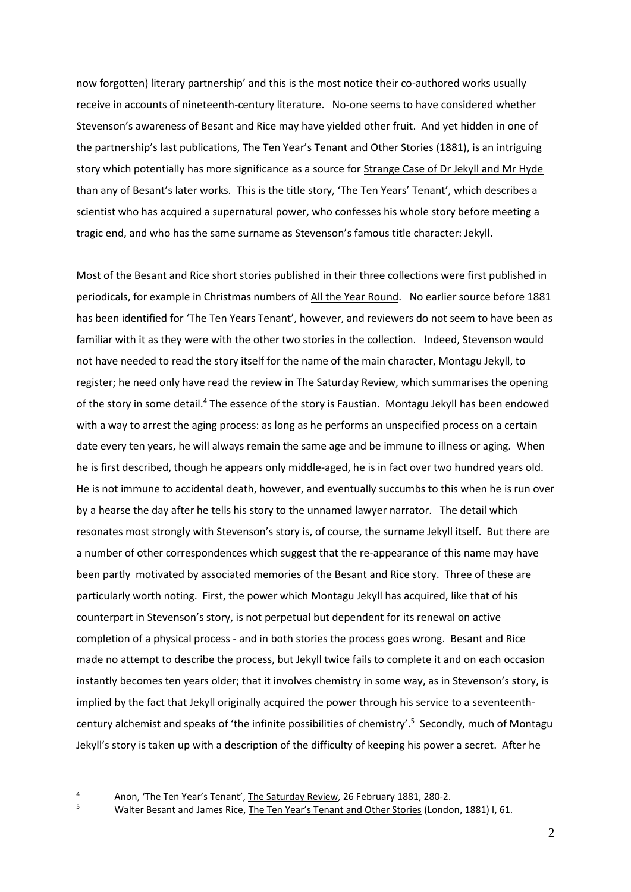now forgotten) literary partnership' and this is the most notice their co-authored works usually receive in accounts of nineteenth-century literature. No-one seems to have considered whether Stevenson's awareness of Besant and Rice may have yielded other fruit. And yet hidden in one of the partnership's last publications, The Ten Year's Tenant and Other Stories (1881), is an intriguing story which potentially has more significance as a source for Strange Case of Dr Jekyll and Mr Hyde than any of Besant's later works. This is the title story, 'The Ten Years' Tenant', which describes a scientist who has acquired a supernatural power, who confesses his whole story before meeting a tragic end, and who has the same surname as Stevenson's famous title character: Jekyll.

Most of the Besant and Rice short stories published in their three collections were first published in periodicals, for example in Christmas numbers of All the Year Round. No earlier source before 1881 has been identified for 'The Ten Years Tenant', however, and reviewers do not seem to have been as familiar with it as they were with the other two stories in the collection. Indeed, Stevenson would not have needed to read the story itself for the name of the main character, Montagu Jekyll, to register; he need only have read the review in The Saturday Review, which summarises the opening of the story in some detail.[4] The essence of the story is Faustian. Montagu Jekyll has been endowed with a way to arrest the aging process: as long as he performs an unspecified process on a certain date every ten years, he will always remain the same age and be immune to illness or aging. When he is first described, though he appears only middle-aged, he is in fact over two hundred years old. He is not immune to accidental death, however, and eventually succumbs to this when he is run over by a hearse the day after he tells his story to the unnamed lawyer narrator. The detail which resonates most strongly with Stevenson's story is, of course, the surname Jekyll itself. But there are a number of other correspondences which suggest that the re-appearance of this name may have been partly motivated by associated memories of the Besant and Rice story. Three of these are particularly worth noting. First, the power which Montagu Jekyll has acquired, like that of his counterpart in Stevenson's story, is not perpetual but dependent for its renewal on active completion of a physical process - and in both stories the process goes wrong. Besant and Rice made no attempt to describe the process, but Jekyll twice fails to complete it and on each occasion instantly becomes ten years older; that it involves chemistry in some way, as in Stevenson's story, is implied by the fact that Jekyll originally acquired the power through his service to a seventeenth-century alchemist and speaks of 'the infinite possibilities of chemistry'.[5] Secondly, much of Montagu Jekyll's story is taken up with a description of the difficulty of keeping his power a secret. After he

---

[4] Anon, 'The Ten Year's Tenant', The Saturday Review, 26 February 1881, 280-2.

[5] Walter Besant and James Rice, The Ten Year's Tenant and Other Stories (London, 1881) I, 61.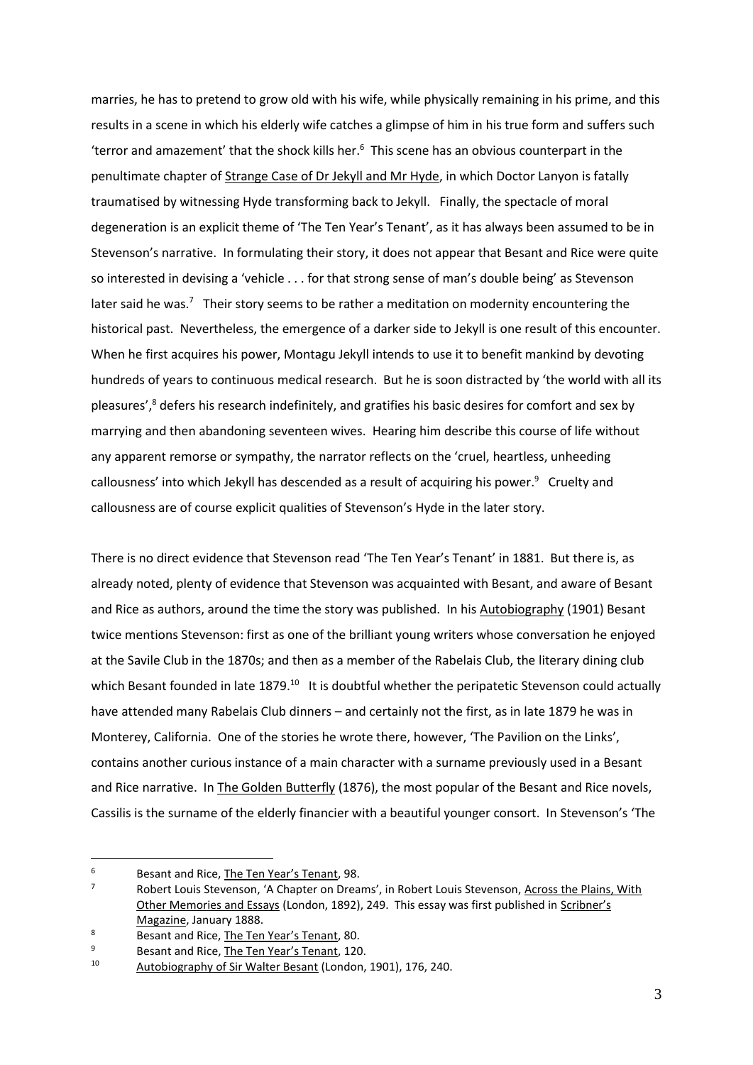marries, he has to pretend to grow old with his wife, while physically remaining in his prime, and this results in a scene in which his elderly wife catches a glimpse of him in his true form and suffers such 'terror and amazement' that the shock kills her.[6] This scene has an obvious counterpart in the penultimate chapter of Strange Case of Dr Jekyll and Mr Hyde, in which Doctor Lanyon is fatally traumatised by witnessing Hyde transforming back to Jekyll. Finally, the spectacle of moral degeneration is an explicit theme of 'The Ten Year's Tenant', as it has always been assumed to be in Stevenson's narrative. In formulating their story, it does not appear that Besant and Rice were quite so interested in devising a 'vehicle . . . for that strong sense of man's double being' as Stevenson later said he was.[7] Their story seems to be rather a meditation on modernity encountering the historical past. Nevertheless, the emergence of a darker side to Jekyll is one result of this encounter. When he first acquires his power, Montagu Jekyll intends to use it to benefit mankind by devoting hundreds of years to continuous medical research. But he is soon distracted by 'the world with all its pleasures',[8] defers his research indefinitely, and gratifies his basic desires for comfort and sex by marrying and then abandoning seventeen wives. Hearing him describe this course of life without any apparent remorse or sympathy, the narrator reflects on the 'cruel, heartless, unheeding callousness' into which Jekyll has descended as a result of acquiring his power.[9] Cruelty and callousness are of course explicit qualities of Stevenson's Hyde in the later story.

There is no direct evidence that Stevenson read 'The Ten Year's Tenant' in 1881. But there is, as already noted, plenty of evidence that Stevenson was acquainted with Besant, and aware of Besant and Rice as authors, around the time the story was published. In his Autobiography (1901) Besant twice mentions Stevenson: first as one of the brilliant young writers whose conversation he enjoyed at the Savile Club in the 1870s; and then as a member of the Rabelais Club, the literary dining club which Besant founded in late 1879.[10] It is doubtful whether the peripatetic Stevenson could actually have attended many Rabelais Club dinners – and certainly not the first, as in late 1879 he was in Monterey, California. One of the stories he wrote there, however, 'The Pavilion on the Links', contains another curious instance of a main character with a surname previously used in a Besant and Rice narrative. In The Golden Butterfly (1876), the most popular of the Besant and Rice novels, Cassilis is the surname of the elderly financier with a beautiful younger consort. In Stevenson's 'The

---

6 Besant and Rice, The Ten Year's Tenant, 98.

7 Robert Louis Stevenson, 'A Chapter on Dreams', in Robert Louis Stevenson, Across the Plains, With Other Memories and Essays (London, 1892), 249. This essay was first published in Scribner's Magazine, January 1888.

8 Besant and Rice, The Ten Year's Tenant, 80.

9 Besant and Rice, The Ten Year's Tenant, 120.

10 Autobiography of Sir Walter Besant (London, 1901), 176, 240.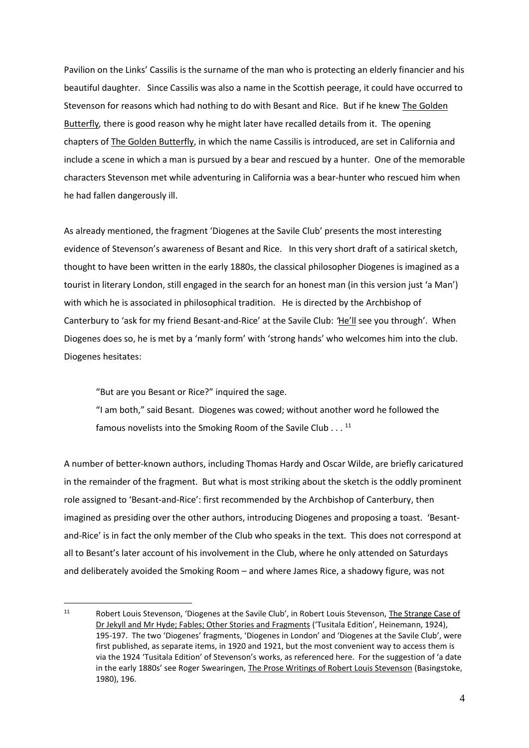Pavilion on the Links' Cassilis is the surname of the man who is protecting an elderly financier and his beautiful daughter. Since Cassilis was also a name in the Scottish peerage, it could have occurred to Stevenson for reasons which had nothing to do with Besant and Rice. But if he knew The Golden Butterfly, there is good reason why he might later have recalled details from it. The opening chapters of The Golden Butterfly, in which the name Cassilis is introduced, are set in California and include a scene in which a man is pursued by a bear and rescued by a hunter. One of the memorable characters Stevenson met while adventuring in California was a bear-hunter who rescued him when he had fallen dangerously ill.

As already mentioned, the fragment 'Diogenes at the Savile Club' presents the most interesting evidence of Stevenson's awareness of Besant and Rice. In this very short draft of a satirical sketch, thought to have been written in the early 1880s, the classical philosopher Diogenes is imagined as a tourist in literary London, still engaged in the search for an honest man (in this version just 'a Man') with which he is associated in philosophical tradition. He is directed by the Archbishop of Canterbury to 'ask for my friend Besant-and-Rice' at the Savile Club: '*He'll* see you through'. When Diogenes does so, he is met by a 'manly form' with 'strong hands' who welcomes him into the club. Diogenes hesitates:

> "But are you Besant or Rice?" inquired the sage.
> "I am both," said Besant. Diogenes was cowed; without another word he followed the famous novelists into the Smoking Room of the Savile Club . . . [11]

A number of better-known authors, including Thomas Hardy and Oscar Wilde, are briefly caricatured in the remainder of the fragment. But what is most striking about the sketch is the oddly prominent role assigned to 'Besant-and-Rice': first recommended by the Archbishop of Canterbury, then imagined as presiding over the other authors, introducing Diogenes and proposing a toast. 'Besant-and-Rice' is in fact the only member of the Club who speaks in the text. This does not correspond at all to Besant's later account of his involvement in the Club, where he only attended on Saturdays and deliberately avoided the Smoking Room – and where James Rice, a shadowy figure, was not

---

[11] Robert Louis Stevenson, 'Diogenes at the Savile Club', in Robert Louis Stevenson, The Strange Case of Dr Jekyll and Mr Hyde; Fables; Other Stories and Fragments ('Tusitala Edition', Heinemann, 1924), 195-197. The two 'Diogenes' fragments, 'Diogenes in London' and 'Diogenes at the Savile Club', were first published, as separate items, in 1920 and 1921, but the most convenient way to access them is via the 1924 'Tusitala Edition' of Stevenson's works, as referenced here. For the suggestion of 'a date in the early 1880s' see Roger Swearingen, The Prose Writings of Robert Louis Stevenson (Basingstoke, 1980), 196.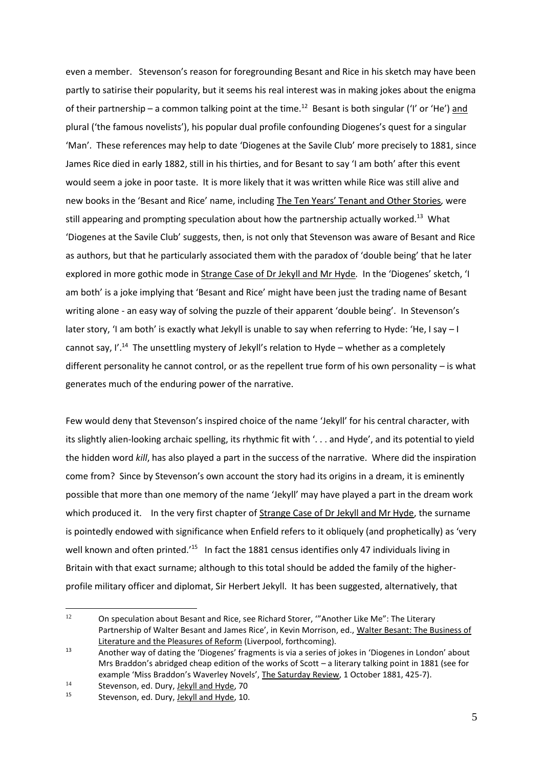even a member. Stevenson's reason for foregrounding Besant and Rice in his sketch may have been partly to satirise their popularity, but it seems his real interest was in making jokes about the enigma of their partnership – a common talking point at the time.[12] Besant is both singular ('I' or 'He') and plural ('the famous novelists'), his popular dual profile confounding Diogenes's quest for a singular 'Man'. These references may help to date 'Diogenes at the Savile Club' more precisely to 1881, since James Rice died in early 1882, still in his thirties, and for Besant to say 'I am both' after this event would seem a joke in poor taste. It is more likely that it was written while Rice was still alive and new books in the 'Besant and Rice' name, including The Ten Years' Tenant and Other Stories, were still appearing and prompting speculation about how the partnership actually worked.[13] What 'Diogenes at the Savile Club' suggests, then, is not only that Stevenson was aware of Besant and Rice as authors, but that he particularly associated them with the paradox of 'double being' that he later explored in more gothic mode in Strange Case of Dr Jekyll and Mr Hyde. In the 'Diogenes' sketch, 'I am both' is a joke implying that 'Besant and Rice' might have been just the trading name of Besant writing alone - an easy way of solving the puzzle of their apparent 'double being'. In Stevenson's later story, 'I am both' is exactly what Jekyll is unable to say when referring to Hyde: 'He, I say – I cannot say, I'.[14] The unsettling mystery of Jekyll's relation to Hyde – whether as a completely different personality he cannot control, or as the repellent true form of his own personality – is what generates much of the enduring power of the narrative.

Few would deny that Stevenson's inspired choice of the name 'Jekyll' for his central character, with its slightly alien-looking archaic spelling, its rhythmic fit with '. . . and Hyde', and its potential to yield the hidden word *kill*, has also played a part in the success of the narrative. Where did the inspiration come from? Since by Stevenson's own account the story had its origins in a dream, it is eminently possible that more than one memory of the name 'Jekyll' may have played a part in the dream work which produced it. In the very first chapter of Strange Case of Dr Jekyll and Mr Hyde, the surname is pointedly endowed with significance when Enfield refers to it obliquely (and prophetically) as 'very well known and often printed.'[15] In fact the 1881 census identifies only 47 individuals living in Britain with that exact surname; although to this total should be added the family of the higher-profile military officer and diplomat, Sir Herbert Jekyll. It has been suggested, alternatively, that

---

[12] On speculation about Besant and Rice, see Richard Storer, '"Another Like Me": The Literary Partnership of Walter Besant and James Rice', in Kevin Morrison, ed., Walter Besant: The Business of Literature and the Pleasures of Reform (Liverpool, forthcoming).

[13] Another way of dating the 'Diogenes' fragments is via a series of jokes in 'Diogenes in London' about Mrs Braddon's abridged cheap edition of the works of Scott – a literary talking point in 1881 (see for example 'Miss Braddon's Waverley Novels', The Saturday Review, 1 October 1881, 425-7).

[14] Stevenson, ed. Dury, Jekyll and Hyde, 70

[15] Stevenson, ed. Dury, Jekyll and Hyde, 10.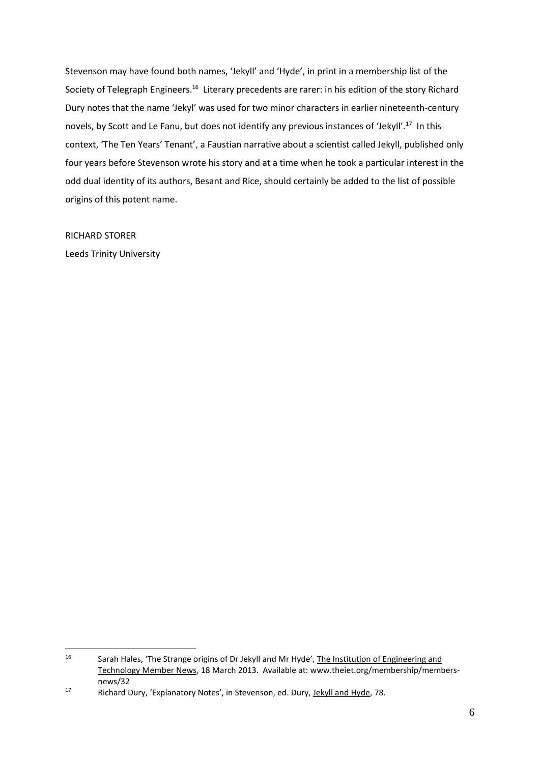Stevenson may have found both names, 'Jekyll' and 'Hyde', in print in a membership list of the Society of Telegraph Engineers.[16] Literary precedents are rarer: in his edition of the story Richard Dury notes that the name 'Jekyl' was used for two minor characters in earlier nineteenth-century novels, by Scott and Le Fanu, but does not identify any previous instances of 'Jekyll'.[17] In this context, 'The Ten Years' Tenant', a Faustian narrative about a scientist called Jekyll, published only four years before Stevenson wrote his story and at a time when he took a particular interest in the odd dual identity of its authors, Besant and Rice, should certainly be added to the list of possible origins of this potent name.

RICHARD STORER

Leeds Trinity University

---

[16] Sarah Hales, 'The Strange origins of Dr Jekyll and Mr Hyde', The Institution of Engineering and Technology Member News, 18 March 2013. Available at: www.theiet.org/membership/members-news/32

[17] Richard Dury, 'Explanatory Notes', in Stevenson, ed. Dury, Jekyll and Hyde, 78.